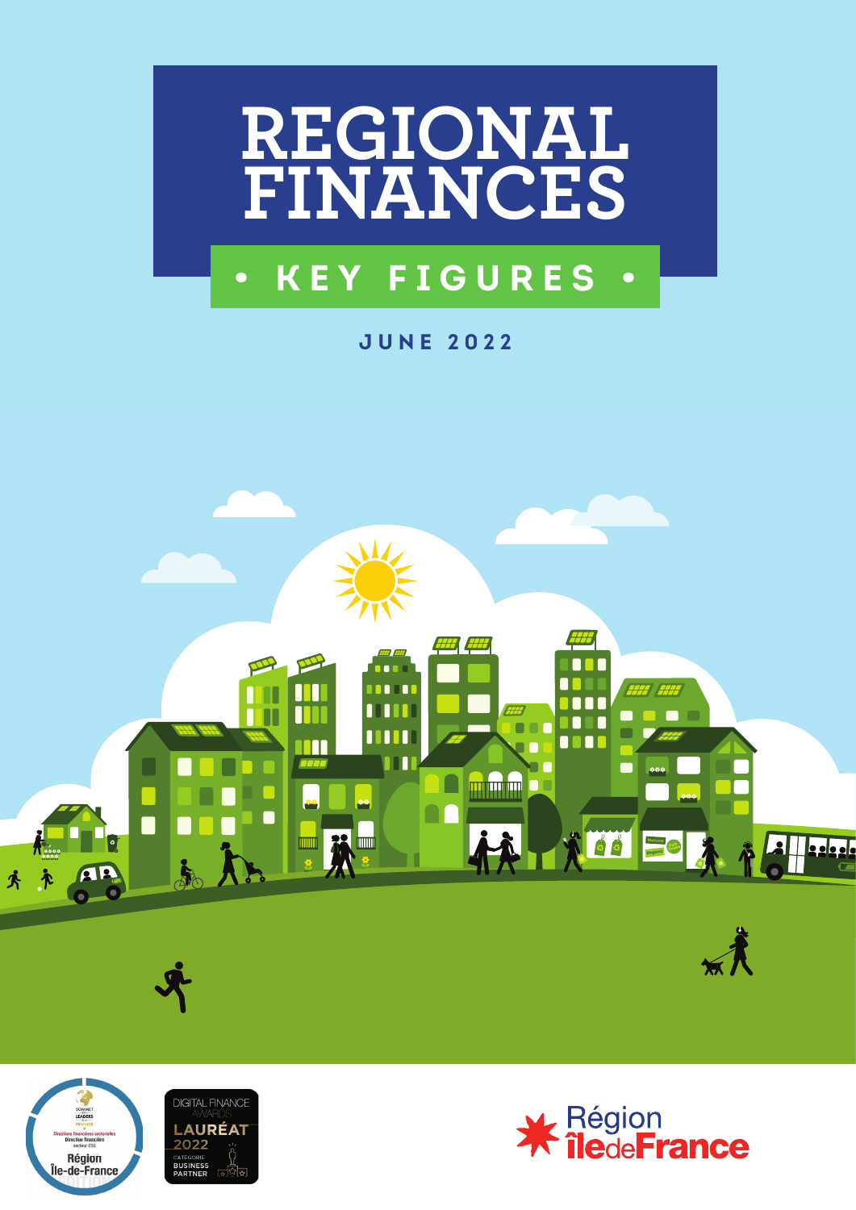# REGIONAL FINANCES

## • KEY FIGURES •

JUNE 2022

Région îledeFrance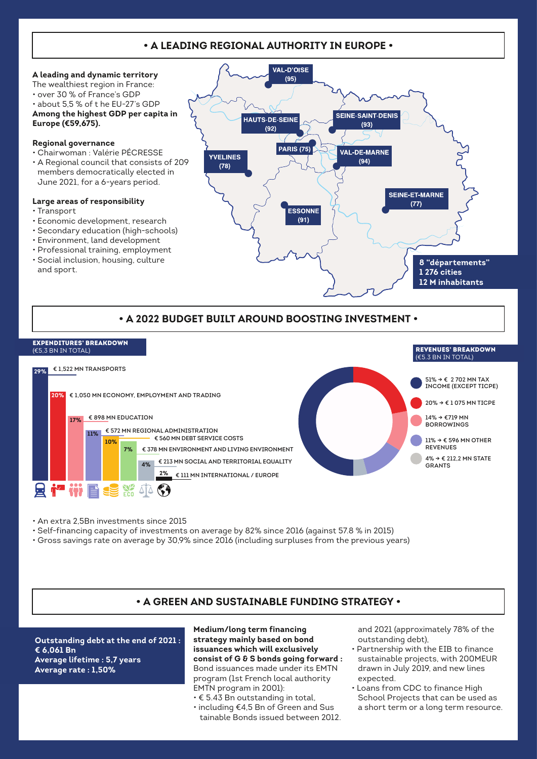## • A LEADING REGIONAL AUTHORITY IN EUROPE •

**A leading and dynamic territory**

The wealthiest region in France:

- over 30 % of France's GDP
- about 5,5 % of t he EU-27's GDP

**Among the highest GDP per capita in Europe (€59,675).**

**Regional governance**

- Chairwoman : Valérie PÉCRESSE
- A Regional council that consists of 209 members democratically elected in June 2021, for a 6-years period.

**Large areas of responsibility**

- Transport
- Economic development, research
- Secondary education (high-schools)
- Environment, land development
- Professional training, employment
- Social inclusion, housing, culture and sport.

VAL-D'OISE (95)
HAUTS-DE-SEINE (92)
SEINE-SAINT-DENIS (93)
PARIS (75)
VAL-DE-MARNE (94)
YVELINES (78)
SEINE-ET-MARNE (77)
ESSONNE (91)

**8 "départements"**
**1 276 cities**
**12 M inhabitants**

## • A 2022 BUDGET BUILT AROUND BOOSTING INVESTMENT •

**EXPENDITURES' BREAKDOWN**
(€5,3 BN IN TOTAL)

- 29% € 1,522 MN TRANSPORTS
- 20% € 1,050 MN ECONOMY, EMPLOYMENT AND TRADING
- 17% € 898 MN EDUCATION
- 11% € 572 MN REGIONAL ADMINISTRATION
- 10% € 560 MN DEBT SERVICE COSTS
- 7% € 378 MN ENVIRONMENT AND LIVING ENVIRONMENT
- 4% € 213 MN SOCIAL AND TERRITORIAL EQUALITY
- 2% € 111 MN INTERNATIONAL / EUROPE

**REVENUES' BREAKDOWN**
(€5.3 BN IN TOTAL)

- 51% → € 2 702 MN TAX INCOME (EXCEPT TICPE)
- 20% → € 1 075 MN TICPE
- 14% → €719 MN BORROWINGS
- 11% → € 596 MN OTHER REVENUES
- 4% → € 212,2 MN STATE GRANTS

- An extra 2,5Bn investments since 2015
- Self-financing capacity of investments on average by 82% since 2016 (against 57.8 % in 2015)
- Gross savings rate on average by 30,9% since 2016 (including surpluses from the previous years)

## • A GREEN AND SUSTAINABLE FUNDING STRATEGY •

**Outstanding debt at the end of 2021 : € 6,061 Bn**
**Average lifetime : 5,7 years**
**Average rate : 1,50%**

**Medium/long term financing strategy mainly based on bond issuances which will exclusively consist of G & S bonds going forward :** Bond issuances made under its EMTN program (1st French local authority EMTN program in 2001):

- € 5.43 Bn outstanding in total,
- including €4,5 Bn of Green and Sus tainable Bonds issued between 2012. and 2021 (approximately 78% of the outstanding debt),
- Partnership with the EIB to finance sustainable projects, with 200MEUR drawn in July 2019, and new lines expected.
- Loans from CDC to finance High School Projects that can be used as a short term or a long term resource.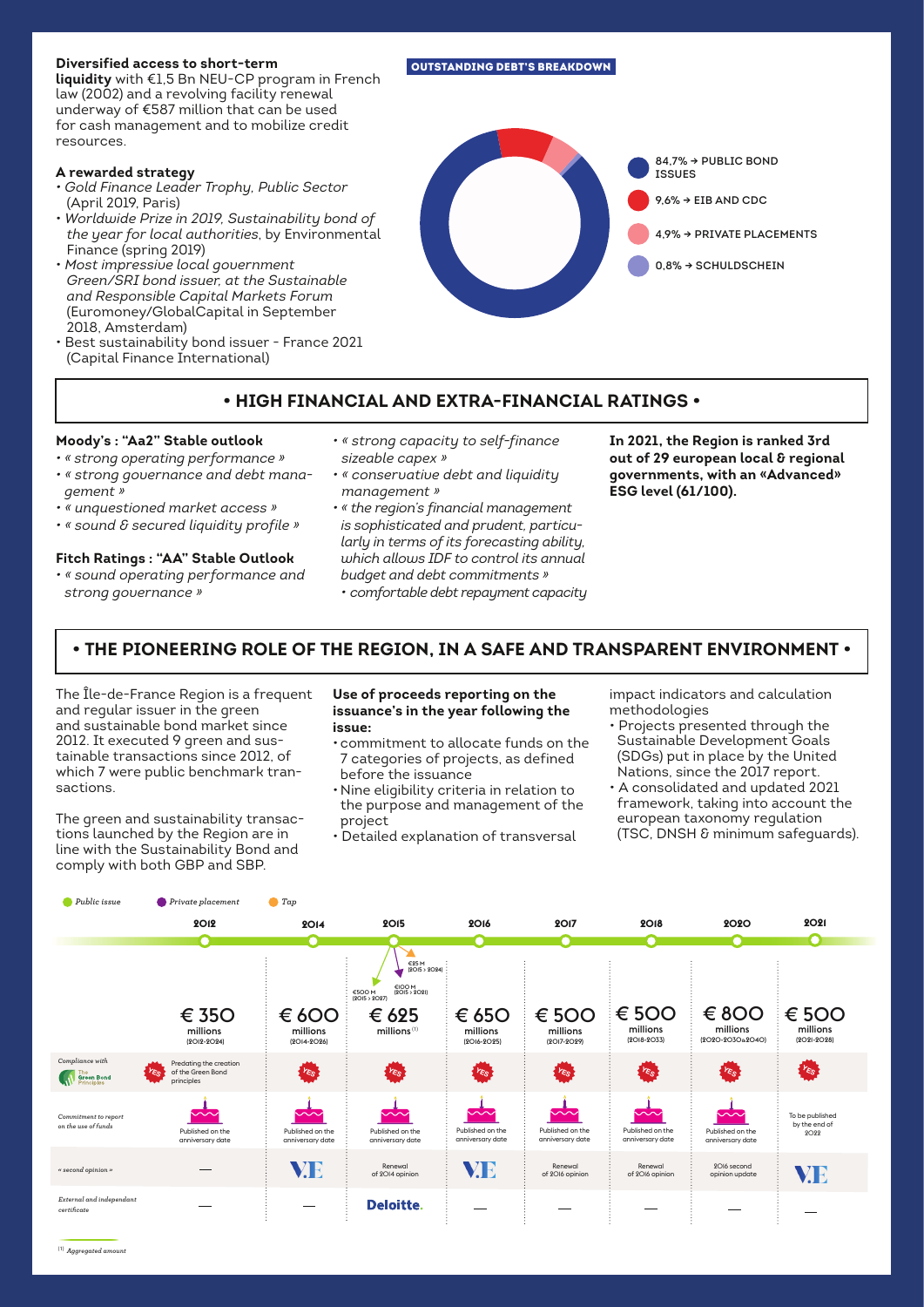**Diversified access to short-term liquidity** with €1,5 Bn NEU-CP program in French law (2002) and a revolving facility renewal underway of €587 million that can be used for cash management and to mobilize credit resources.

**A rewarded strategy**

- *Gold Finance Leader Trophy, Public Sector* (April 2019, Paris)
- *Worldwide Prize in 2019, Sustainability bond of the year for local authorities*, by Environmental Finance (spring 2019)
- *Most impressive local government Green/SRI bond issuer, at the Sustainable and Responsible Capital Markets Forum* (Euromoney/GlobalCapital in September 2018, Amsterdam)
- Best sustainability bond issuer - France 2021 (Capital Finance International)

**OUTSTANDING DEBT'S BREAKDOWN**

- 84,7% → PUBLIC BOND ISSUES
- 9,6% → EIB AND CDC
- 4,9% → PRIVATE PLACEMENTS
- 0,8% → SCHULDSCHEIN

## • HIGH FINANCIAL AND EXTRA-FINANCIAL RATINGS •

**Moody's : "Aa2" Stable outlook**

- *« strong operating performance »*
- *« strong governance and debt management »*
- *« unquestioned market access »*
- *« sound & secured liquidity profile »*

**Fitch Ratings : "AA" Stable Outlook**

- *« sound operating performance and strong governance »*
- *« strong capacity to self-finance sizeable capex »*
- *« conservative debt and liquidity management »*
- *« the region's financial management is sophisticated and prudent, particularly in terms of its forecasting ability, which allows IDF to control its annual budget and debt commitments »*
- *comfortable debt repayment capacity*

**In 2021, the Region is ranked 3rd out of 29 european local & regional governments, with an «Advanced» ESG level (61/100).**

## • THE PIONEERING ROLE OF THE REGION, IN A SAFE AND TRANSPARENT ENVIRONMENT •

The Île-de-France Region is a frequent and regular issuer in the green and sustainable bond market since 2012. It executed 9 green and sustainable transactions since 2012, of which 7 were public benchmark transactions.

The green and sustainability transactions launched by the Region are in line with the Sustainability Bond and comply with both GBP and SBP.

**Use of proceeds reporting on the issuance's in the year following the issue:**

- commitment to allocate funds on the 7 categories of projects, as defined before the issuance
- Nine eligibility criteria in relation to the purpose and management of the project
- Detailed explanation of transversal impact indicators and calculation methodologies
- Projects presented through the Sustainable Development Goals (SDGs) put in place by the United Nations, since the 2017 report.
- A consolidated and updated 2021 framework, taking into account the european taxonomy regulation (TSC, DNSH & minimum safeguards).

*Public issue* · *Private placement* · *Tap*

| | 2012 | 2014 | 2015 | 2016 | 2017 | 2018 | 2020 | 2021 |
|---|---|---|---|---|---|---|---|---|
| | € 350 millions (2012-2024) | € 600 millions (2014-2026) | € 625 millions[1] (€500 M (2015 > 2027); €100 M (2015 > 2021); €25 M (2015 > 2024)) | € 650 millions (2016-2025) | € 500 millions (2017-2029) | € 500 millions (2018-2033) | € 800 millions (2020-2030&2040) | € 500 millions (2021-2028) |
| *Compliance with The Green Bond Principles* | YES – Predating the creation of the Green Bond principles | YES | YES | YES | YES | YES | YES | YES |
| *Commitment to report on the use of funds* | Published on the anniversary date | Published on the anniversary date | Published on the anniversary date | Published on the anniversary date | Published on the anniversary date | Published on the anniversary date | Published on the anniversary date | To be published by the end of 2022 |
| *« second opinion »* | — | V.E | Renewal of 2014 opinion | V.E | Renewal of 2016 opinion | Renewal of 2016 opinion | 2016 second opinion update | V.E |
| *External and independant certificate* | — | — | Deloitte. | — | — | — | — | — |

[1] *Aggregated amount*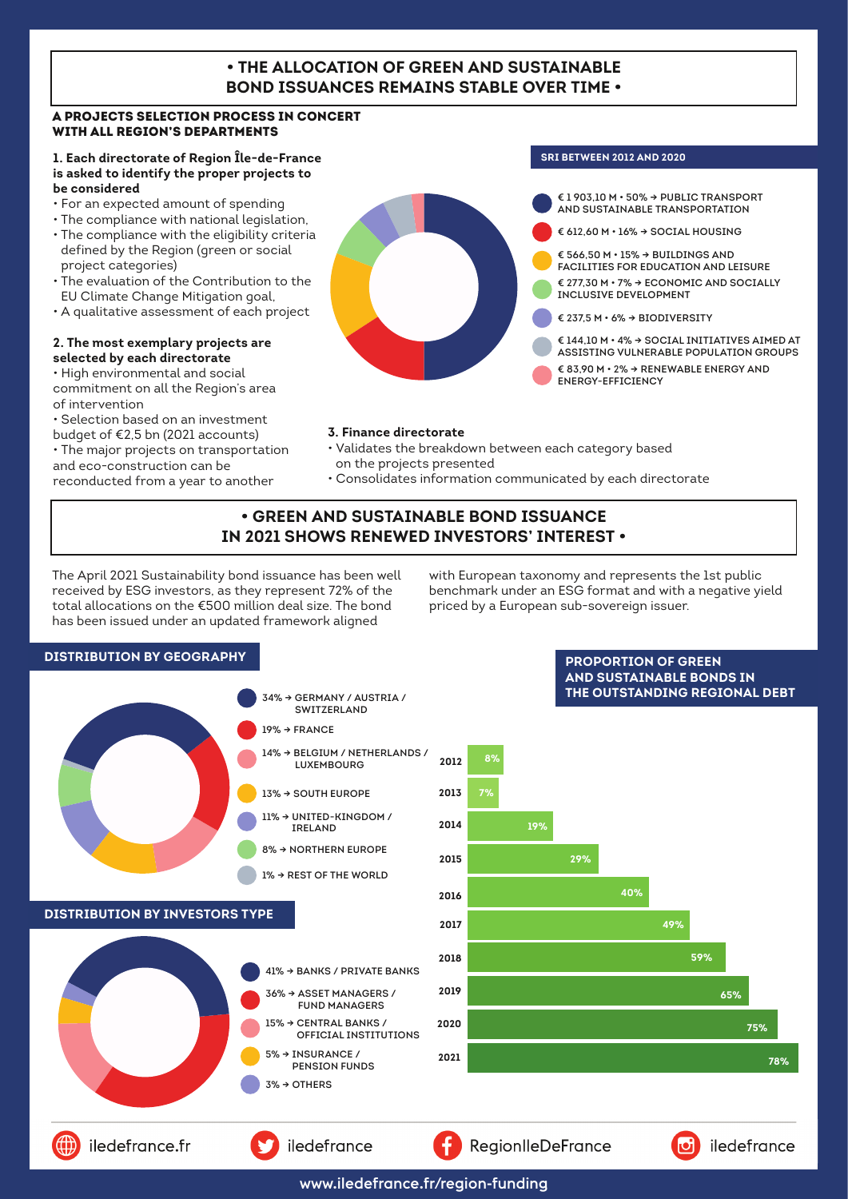## • THE ALLOCATION OF GREEN AND SUSTAINABLE BOND ISSUANCES REMAINS STABLE OVER TIME •

### A PROJECTS SELECTION PROCESS IN CONCERT WITH ALL REGION'S DEPARTMENTS

**1. Each directorate of Region Île-de-France is asked to identify the proper projects to be considered**

- For an expected amount of spending
- The compliance with national legislation,
- The compliance with the eligibility criteria defined by the Region (green or social project categories)
- The evaluation of the Contribution to the EU Climate Change Mitigation goal,
- A qualitative assessment of each project

**2. The most exemplary projects are selected by each directorate**

- High environmental and social commitment on all the Region's area of intervention
- Selection based on an investment budget of €2,5 bn (2021 accounts)
- The major projects on transportation and eco-construction can be reconducted from a year to another

**SRI BETWEEN 2012 AND 2020**

€ 1 903,10 M • 50% → PUBLIC TRANSPORT AND SUSTAINABLE TRANSPORTATION
€ 612,60 M • 16% → SOCIAL HOUSING
€ 566,50 M • 15% → BUILDINGS AND FACILITIES FOR EDUCATION AND LEISURE
€ 277,30 M • 7% → ECONOMIC AND SOCIALLY INCLUSIVE DEVELOPMENT
€ 237,5 M • 6% → BIODIVERSITY
€ 144,10 M • 4% → SOCIAL INITIATIVES AIMED AT ASSISTING VULNERABLE POPULATION GROUPS
€ 83,90 M • 2% → RENEWABLE ENERGY AND ENERGY-EFFICIENCY

**3. Finance directorate**

- Validates the breakdown between each category based on the projects presented
- Consolidates information communicated by each directorate

## • GREEN AND SUSTAINABLE BOND ISSUANCE IN 2021 SHOWS RENEWED INVESTORS' INTEREST •

The April 2021 Sustainability bond issuance has been well received by ESG investors, as they represent 72% of the total allocations on the €500 million deal size. The bond has been issued under an updated framework aligned with European taxonomy and represents the 1st public benchmark under an ESG format and with a negative yield priced by a European sub-sovereign issuer.

**DISTRIBUTION BY GEOGRAPHY**

34% → GERMANY / AUSTRIA / SWITZERLAND
19% → FRANCE
14% → BELGIUM / NETHERLANDS / LUXEMBOURG
13% → SOUTH EUROPE
11% → UNITED-KINGDOM / IRELAND
8% → NORTHERN EUROPE
1% → REST OF THE WORLD

**DISTRIBUTION BY INVESTORS TYPE**

41% → BANKS / PRIVATE BANKS
36% → ASSET MANAGERS / FUND MANAGERS
15% → CENTRAL BANKS / OFFICIAL INSTITUTIONS
5% → INSURANCE / PENSION FUNDS
3% → OTHERS

**PROPORTION OF GREEN AND SUSTAINABLE BONDS IN THE OUTSTANDING REGIONAL DEBT**

2012 8%
2013 7%
2014 19%
2015 29%
2016 40%
2017 49%
2018 59%
2019 65%
2020 75%
2021 78%

iledefrance.fr
iledefrance
RegionIleDeFrance
iledefrance

www.iledefrance.fr/region-funding